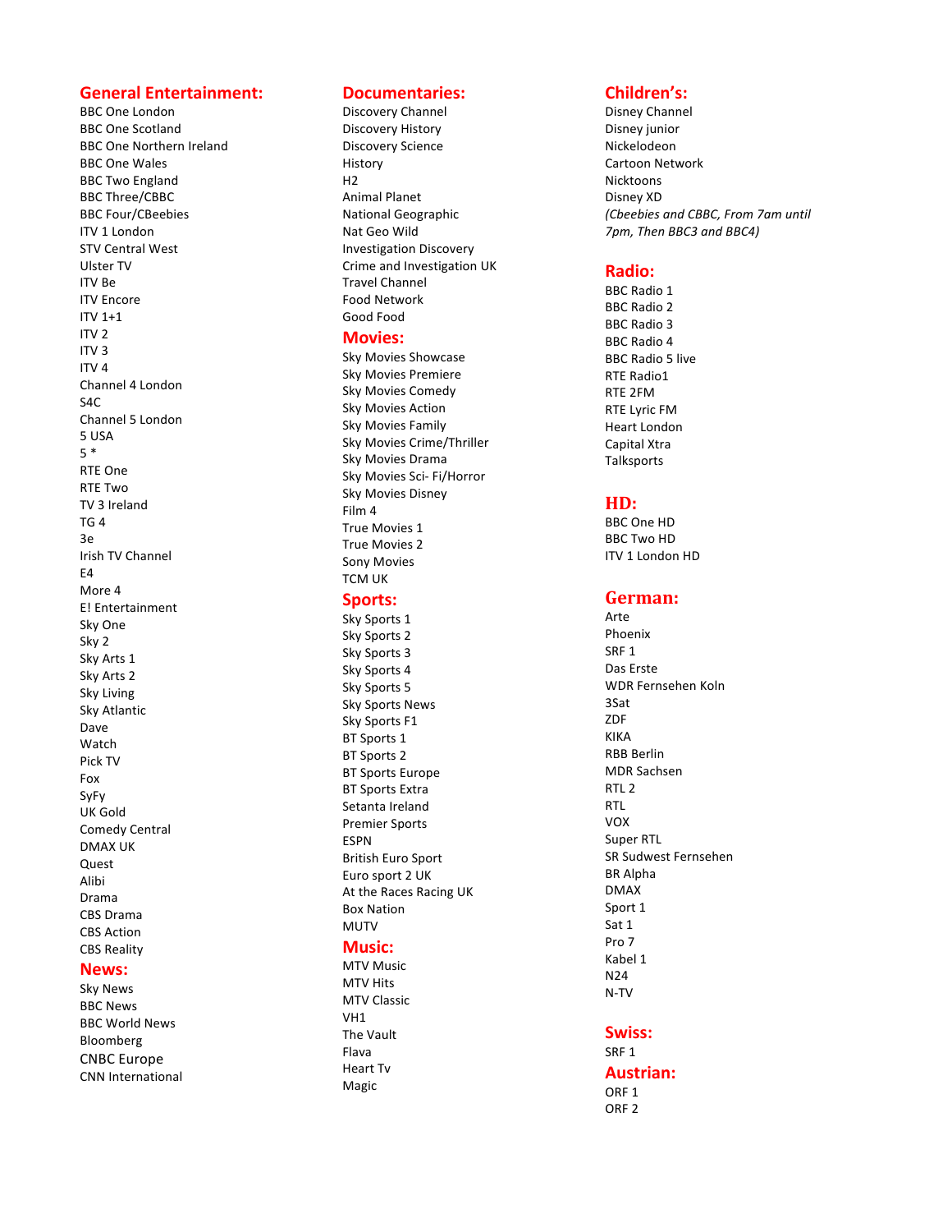## General Entertainment:

BBC One London
BBC One Scotland
BBC One Northern Ireland
BBC One Wales
BBC Two England
BBC Three/CBBC
BBC Four/CBeebies
ITV 1 London
STV Central West
Ulster TV
ITV Be
ITV Encore
ITV 1+1
ITV 2
ITV 3
ITV 4
Channel 4 London
S4C
Channel 5 London
5 USA
5 *
RTE One
RTE Two
TV 3 Ireland
TG 4
3e
Irish TV Channel
E4
More 4
E! Entertainment
Sky One
Sky 2
Sky Arts 1
Sky Arts 2
Sky Living
Sky Atlantic
Dave
Watch
Pick TV
Fox
SyFy
UK Gold
Comedy Central
DMAX UK
Quest
Alibi
Drama
CBS Drama
CBS Action
CBS Reality

## News:

Sky News
BBC News
BBC World News
Bloomberg
CNBC Europe
CNN International

## Documentaries:

Discovery Channel
Discovery History
Discovery Science
History
H2
Animal Planet
National Geographic
Nat Geo Wild
Investigation Discovery
Crime and Investigation UK
Travel Channel
Food Network
Good Food

## Movies:

Sky Movies Showcase
Sky Movies Premiere
Sky Movies Comedy
Sky Movies Action
Sky Movies Family
Sky Movies Crime/Thriller
Sky Movies Drama
Sky Movies Sci- Fi/Horror
Sky Movies Disney
Film 4
True Movies 1
True Movies 2
Sony Movies
TCM UK

## Sports:

Sky Sports 1
Sky Sports 2
Sky Sports 3
Sky Sports 4
Sky Sports 5
Sky Sports News
Sky Sports F1
BT Sports 1
BT Sports 2
BT Sports Europe
BT Sports Extra
Setanta Ireland
Premier Sports
ESPN
British Euro Sport
Euro sport 2 UK
At the Races Racing UK
Box Nation
MUTV

## Music:

MTV Music
MTV Hits
MTV Classic
VH1
The Vault
Flava
Heart Tv
Magic

## Children's:

Disney Channel
Disney junior
Nickelodeon
Cartoon Network
Nicktoons
Disney XD
*(Cbeebies and CBBC, From 7am until 7pm, Then BBC3 and BBC4)*

## Radio:

BBC Radio 1
BBC Radio 2
BBC Radio 3
BBC Radio 4
BBC Radio 5 live
RTE Radio1
RTE 2FM
RTE Lyric FM
Heart London
Capital Xtra
Talksports

## HD:

BBC One HD
BBC Two HD
ITV 1 London HD

## German:

Arte
Phoenix
SRF 1
Das Erste
WDR Fernsehen Koln
3Sat
ZDF
KIKA
RBB Berlin
MDR Sachsen
RTL 2
RTL
VOX
Super RTL
SR Sudwest Fernsehen
BR Alpha
DMAX
Sport 1
Sat 1
Pro 7
Kabel 1
N24
N-TV

## Swiss:

SRF 1

## Austrian:

ORF 1
ORF 2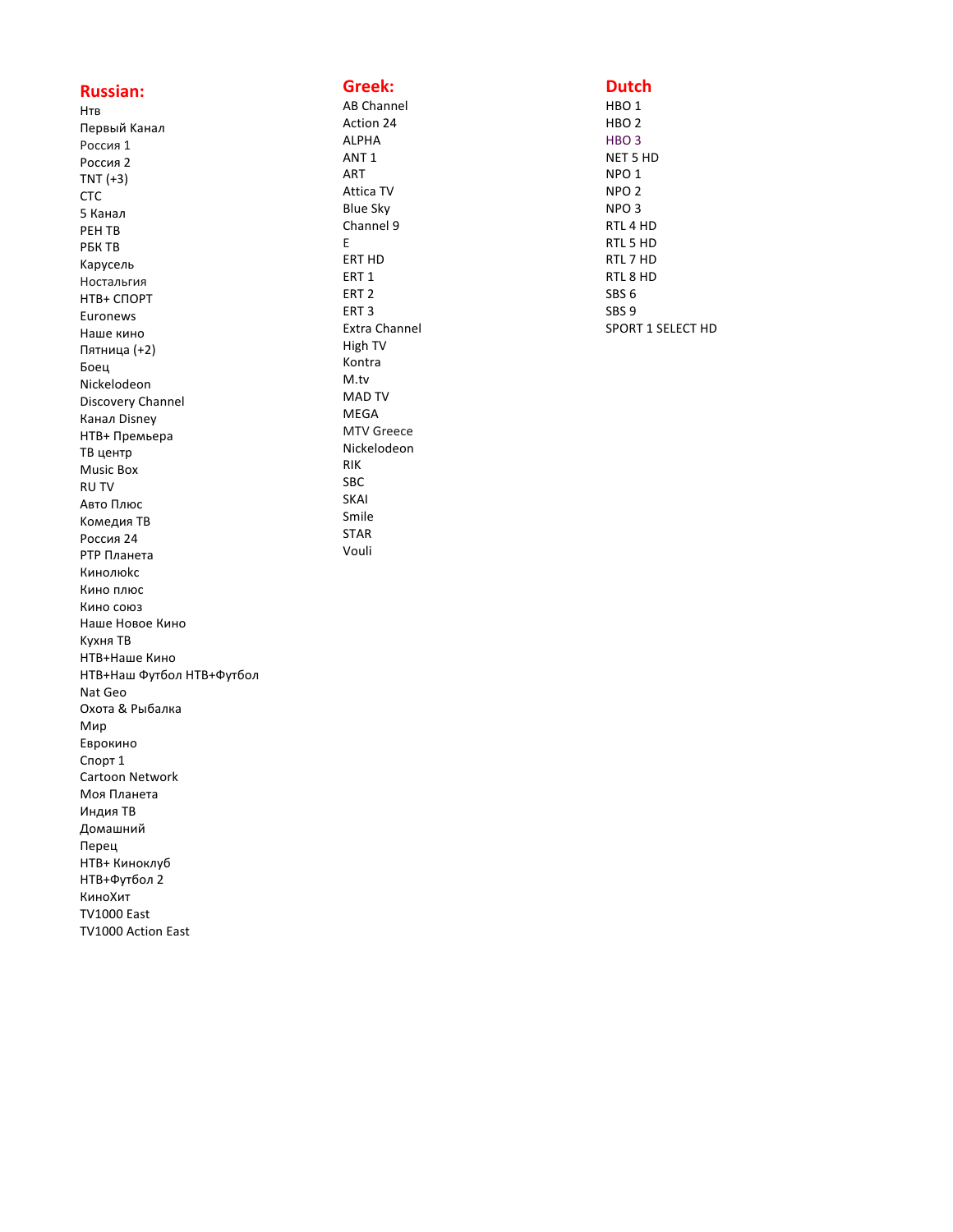## Russian:

Нтв
Первый Канал
Россия 1
Россия 2
TNT (+3)
СТС
5 Канал
РЕН ТВ
РБК ТВ
Карусель
Ностальгия
НТВ+ СПОРТ
Euronews
Наше кино
Пятница (+2)
Боец
Nickelodeon
Discovery Channel
Канал Disney
НТВ+ Премьера
ТВ центр
Music Box
RU TV
Авто Плюс
Комедия ТВ
Россия 24
РТР Планета
Кинолюкс
Кино плюс
Кино союз
Наше Новое Кино
Кухня ТВ
НТВ+Наше Кино
НТВ+Наш Футбол НТВ+Футбол
Nat Geo
Охота & Рыбалка
Мир
Еврокино
Спорт 1
Cartoon Network
Моя Планета
Индия ТВ
Домашний
Перец
НТВ+ Киноклуб
НТВ+Футбол 2
КиноХит
TV1000 East
TV1000 Action East

## Greek:

AB Channel
Action 24
ALPHA
ANT 1
ART
Attica TV
Blue Sky
Channel 9
E
ERT HD
ERT 1
ERT 2
ERT 3
Extra Channel
High TV
Kontra
M.tv
MAD TV
MEGA
MTV Greece
Nickelodeon
RIK
SBC
SKAI
Smile
STAR
Vouli

## Dutch

HBO 1
HBO 2
HBO 3
NET 5 HD
NPO 1
NPO 2
NPO 3
RTL 4 HD
RTL 5 HD
RTL 7 HD
RTL 8 HD
SBS 6
SBS 9
SPORT 1 SELECT HD